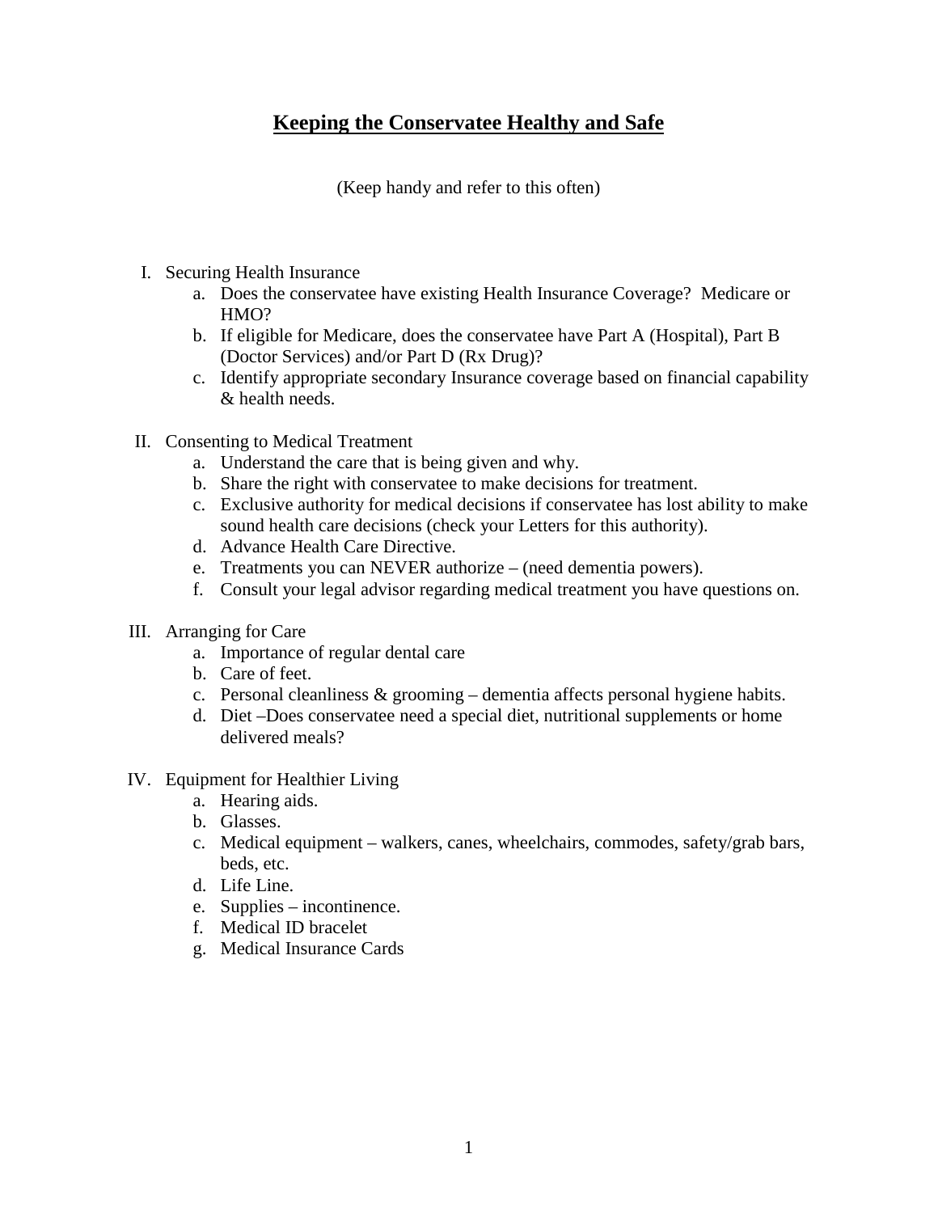# Keeping the Conservatee Healthy and Safe

(Keep handy and refer to this often)

I. Securing Health Insurance
   a. Does the conservatee have existing Health Insurance Coverage? Medicare or HMO?
   b. If eligible for Medicare, does the conservatee have Part A (Hospital), Part B (Doctor Services) and/or Part D (Rx Drug)?
   c. Identify appropriate secondary Insurance coverage based on financial capability & health needs.

II. Consenting to Medical Treatment
   a. Understand the care that is being given and why.
   b. Share the right with conservatee to make decisions for treatment.
   c. Exclusive authority for medical decisions if conservatee has lost ability to make sound health care decisions (check your Letters for this authority).
   d. Advance Health Care Directive.
   e. Treatments you can NEVER authorize – (need dementia powers).
   f. Consult your legal advisor regarding medical treatment you have questions on.

III. Arranging for Care
   a. Importance of regular dental care
   b. Care of feet.
   c. Personal cleanliness & grooming – dementia affects personal hygiene habits.
   d. Diet –Does conservatee need a special diet, nutritional supplements or home delivered meals?

IV. Equipment for Healthier Living
   a. Hearing aids.
   b. Glasses.
   c. Medical equipment – walkers, canes, wheelchairs, commodes, safety/grab bars, beds, etc.
   d. Life Line.
   e. Supplies – incontinence.
   f. Medical ID bracelet
   g. Medical Insurance Cards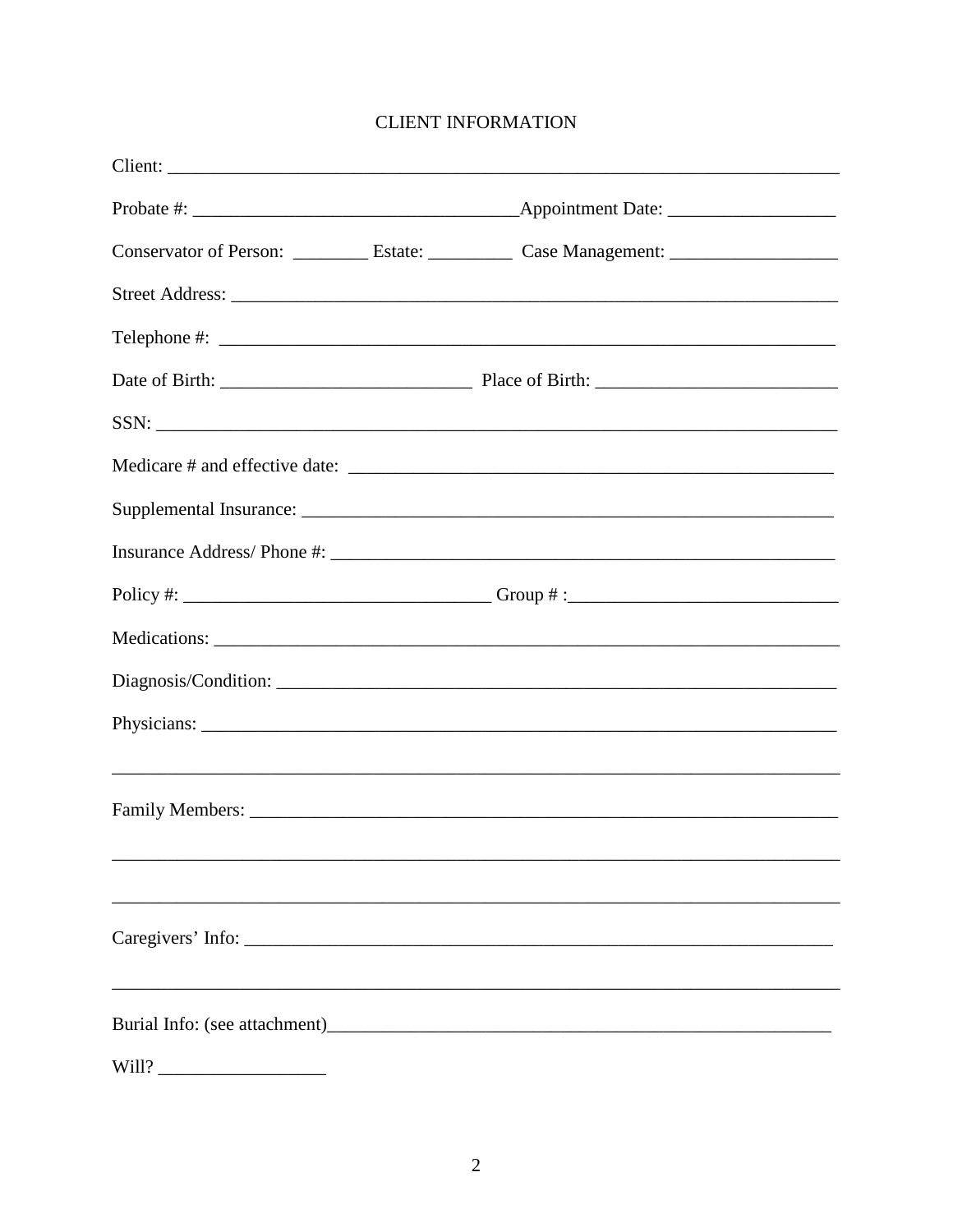# CLIENT INFORMATION

Client: ______________________________________________________________________

Probate #: _________________________________Appointment Date: _________________

Conservator of Person: ________ Estate: _________ Case Management: _________________

Street Address: _________________________________________________________________

Telephone #: ___________________________________________________________________

Date of Birth: __________________________ Place of Birth: _________________________

SSN: _________________________________________________________________________

Medicare # and effective date: ____________________________________________________

Supplemental Insurance: _________________________________________________________

Insurance Address/ Phone #: ______________________________________________________

Policy #: _______________________________ Group # :_____________________________

Medications: ____________________________________________________________________

Diagnosis/Condition: _____________________________________________________________

Physicians: ______________________________________________________________________

_______________________________________________________________________________

Family Members: _________________________________________________________________

_______________________________________________________________________________

_______________________________________________________________________________

Caregivers' Info: _________________________________________________________________

_______________________________________________________________________________

Burial Info: (see attachment)______________________________________________________

Will? __________________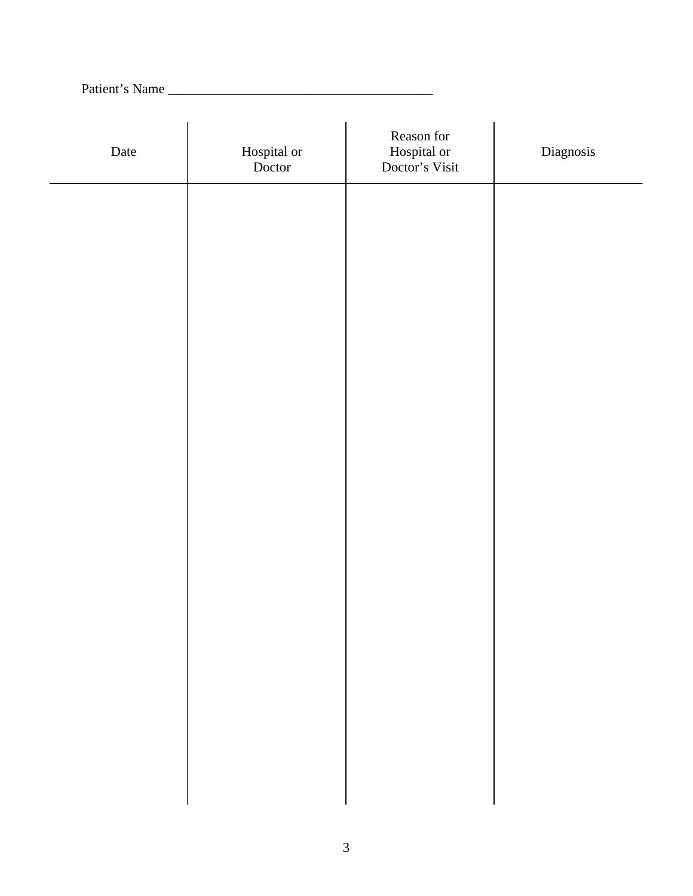Patient's Name ______________________________________

| Date | Hospital or Doctor | Reason for Hospital or Doctor's Visit | Diagnosis |
|---|---|---|---|
| | | | |